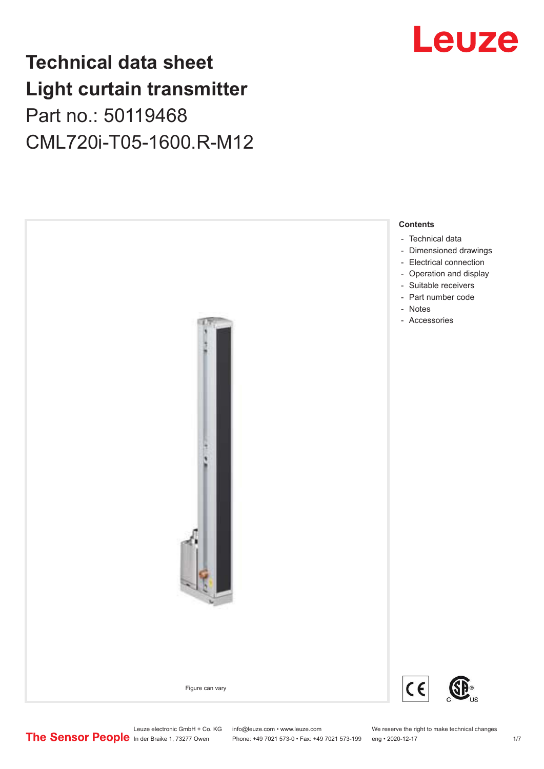# Technical data sheet
# Light curtain transmitter
## Part no.: 50119468
## CML720i-T05-1600.R-M12

Figure can vary

**Contents**

- Technical data
- Dimensioned drawings
- Electrical connection
- Operation and display
- Suitable receivers
- Part number code
- Notes
- Accessories

Leuze electronic GmbH + Co. KG
In der Braike 1, 73277 Owen

info@leuze.com • www.leuze.com
Phone: +49 7021 573-0 • Fax: +49 7021 573-199

We reserve the right to make technical changes
eng • 2020-12-17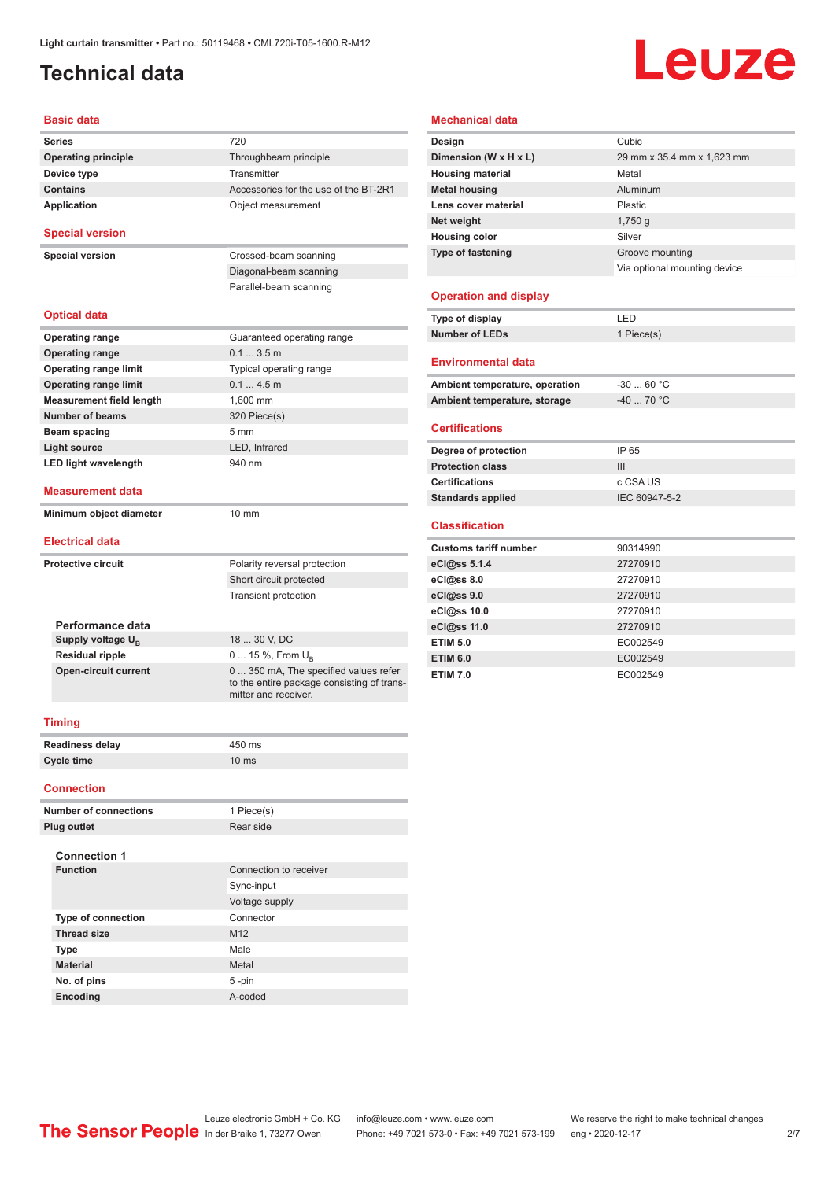# Technical data

## Basic data

| | |
|---|---|
| **Series** | 720 |
| **Operating principle** | Throughbeam principle |
| **Device type** | Transmitter |
| **Contains** | Accessories for the use of the BT-2R1 |
| **Application** | Object measurement |

## Special version

| | |
|---|---|
| **Special version** | Crossed-beam scanning |
| | Diagonal-beam scanning |
| | Parallel-beam scanning |

## Optical data

| | |
|---|---|
| **Operating range** | Guaranteed operating range |
| **Operating range** | 0.1 ... 3.5 m |
| **Operating range limit** | Typical operating range |
| **Operating range limit** | 0.1 ... 4.5 m |
| **Measurement field length** | 1,600 mm |
| **Number of beams** | 320 Piece(s) |
| **Beam spacing** | 5 mm |
| **Light source** | LED, Infrared |
| **LED light wavelength** | 940 nm |

## Measurement data

| | |
|---|---|
| **Minimum object diameter** | 10 mm |

## Electrical data

| | |
|---|---|
| **Protective circuit** | Polarity reversal protection |
| | Short circuit protected |
| | Transient protection |

### Performance data

| | |
|---|---|
| **Supply voltage $U_B$** | 18 ... 30 V, DC |
| **Residual ripple** | 0 ... 15 %, From $U_B$ |
| **Open-circuit current** | 0 ... 350 mA, The specified values refer to the entire package consisting of transmitter and receiver. |

## Timing

| | |
|---|---|
| **Readiness delay** | 450 ms |
| **Cycle time** | 10 ms |

## Connection

| | |
|---|---|
| **Number of connections** | 1 Piece(s) |
| **Plug outlet** | Rear side |

### Connection 1

| | |
|---|---|
| **Function** | Connection to receiver |
| | Sync-input |
| | Voltage supply |
| **Type of connection** | Connector |
| **Thread size** | M12 |
| **Type** | Male |
| **Material** | Metal |
| **No. of pins** | 5 -pin |
| **Encoding** | A-coded |

## Mechanical data

| | |
|---|---|
| **Design** | Cubic |
| **Dimension (W x H x L)** | 29 mm x 35.4 mm x 1,623 mm |
| **Housing material** | Metal |
| **Metal housing** | Aluminum |
| **Lens cover material** | Plastic |
| **Net weight** | 1,750 g |
| **Housing color** | Silver |
| **Type of fastening** | Groove mounting |
| | Via optional mounting device |

## Operation and display

| | |
|---|---|
| **Type of display** | LED |
| **Number of LEDs** | 1 Piece(s) |

## Environmental data

| | |
|---|---|
| **Ambient temperature, operation** | -30 ... 60 °C |
| **Ambient temperature, storage** | -40 ... 70 °C |

## Certifications

| | |
|---|---|
| **Degree of protection** | IP 65 |
| **Protection class** | III |
| **Certifications** | c CSA US |
| **Standards applied** | IEC 60947-5-2 |

## Classification

| | |
|---|---|
| **Customs tariff number** | 90314990 |
| **eCl@ss 5.1.4** | 27270910 |
| **eCl@ss 8.0** | 27270910 |
| **eCl@ss 9.0** | 27270910 |
| **eCl@ss 10.0** | 27270910 |
| **eCl@ss 11.0** | 27270910 |
| **ETIM 5.0** | EC002549 |
| **ETIM 6.0** | EC002549 |
| **ETIM 7.0** | EC002549 |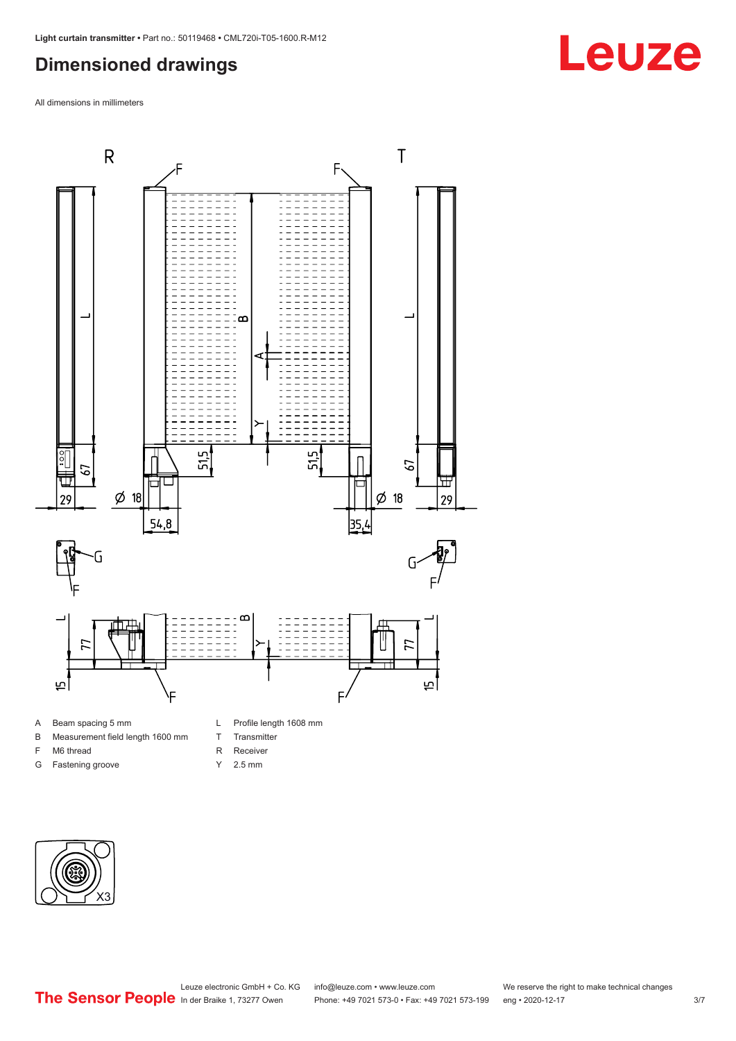## Dimensioned drawings

All dimensions in millimeters

| | | | |
|---|---|---|---|
| A | Beam spacing 5 mm | L | Profile length 1608 mm |
| B | Measurement field length 1600 mm | T | Transmitter |
| F | M6 thread | R | Receiver |
| G | Fastening groove | Y | 2.5 mm |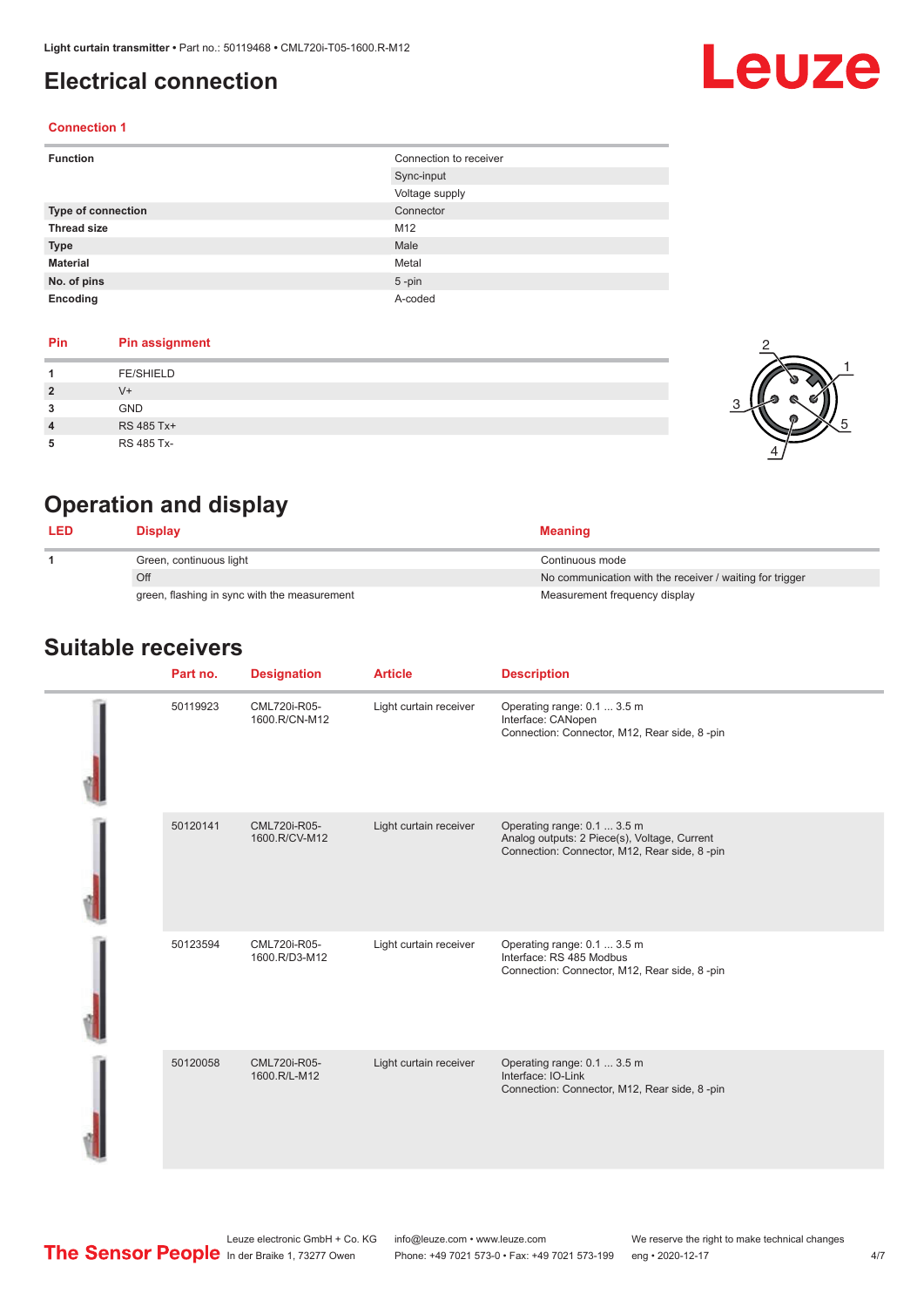# Electrical connection

### Connection 1

| | |
|---|---|
| **Function** | Connection to receiver |
| | Sync-input |
| | Voltage supply |
| **Type of connection** | Connector |
| **Thread size** | M12 |
| **Type** | Male |
| **Material** | Metal |
| **No. of pins** | 5 -pin |
| **Encoding** | A-coded |

| Pin | Pin assignment |
|---|---|
| **1** | FE/SHIELD |
| **2** | V+ |
| **3** | GND |
| **4** | RS 485 Tx+ |
| **5** | RS 485 Tx- |

# Operation and display

| LED | Display | Meaning |
|---|---|---|
| **1** | Green, continuous light | Continuous mode |
| | Off | No communication with the receiver / waiting for trigger |
| | green, flashing in sync with the measurement | Measurement frequency display |

# Suitable receivers

| Part no. | Designation | Article | Description |
|---|---|---|---|
| 50119923 | CML720i-R05-1600.R/CN-M12 | Light curtain receiver | Operating range: 0.1 ... 3.5 m<br>Interface: CANopen<br>Connection: Connector, M12, Rear side, 8 -pin |
| 50120141 | CML720i-R05-1600.R/CV-M12 | Light curtain receiver | Operating range: 0.1 ... 3.5 m<br>Analog outputs: 2 Piece(s), Voltage, Current<br>Connection: Connector, M12, Rear side, 8 -pin |
| 50123594 | CML720i-R05-1600.R/D3-M12 | Light curtain receiver | Operating range: 0.1 ... 3.5 m<br>Interface: RS 485 Modbus<br>Connection: Connector, M12, Rear side, 8 -pin |
| 50120058 | CML720i-R05-1600.R/L-M12 | Light curtain receiver | Operating range: 0.1 ... 3.5 m<br>Interface: IO-Link<br>Connection: Connector, M12, Rear side, 8 -pin |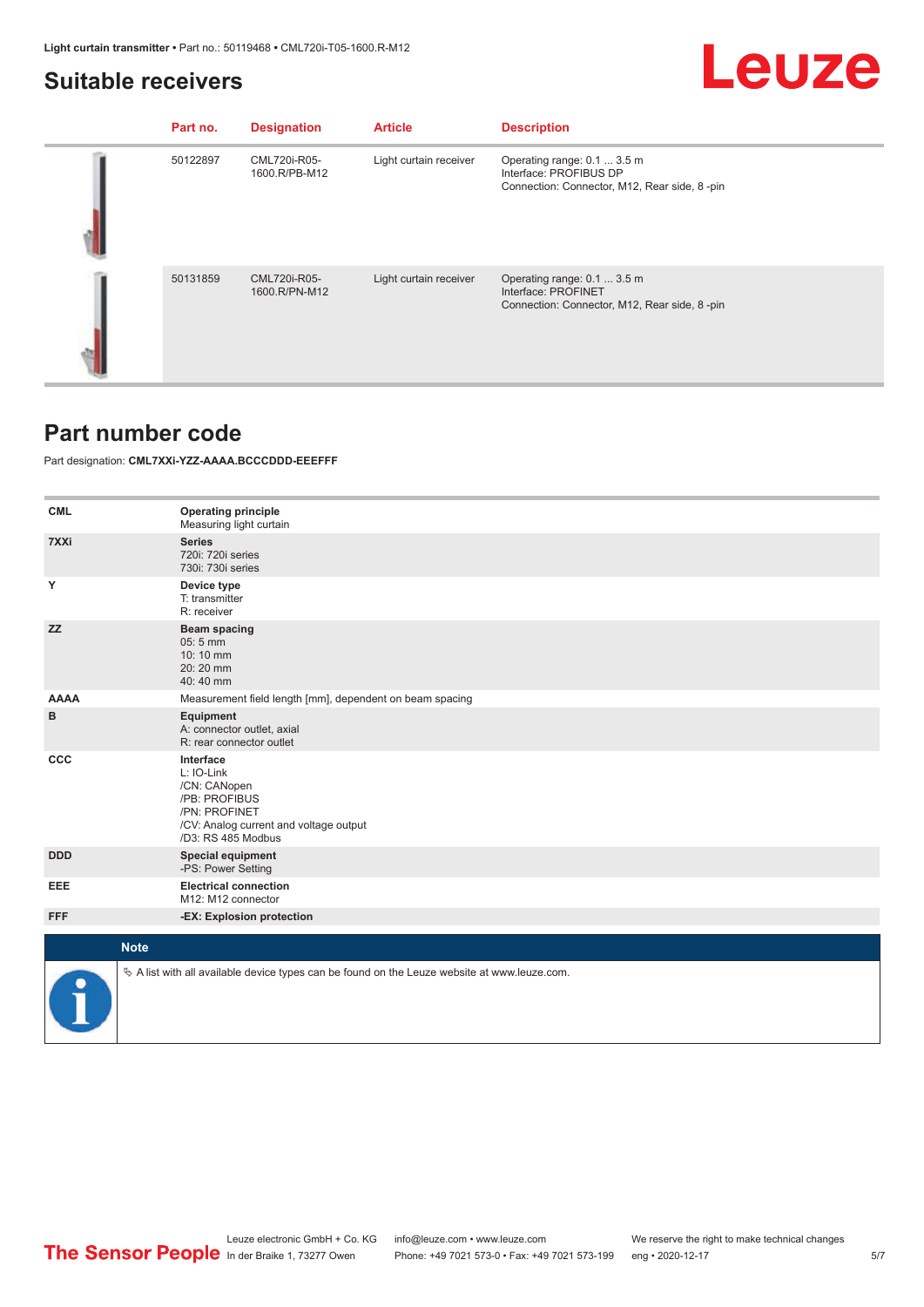## Suitable receivers

| Part no. | Designation | Article | Description |
|---|---|---|---|
| 50122897 | CML720i-R05-1600.R/PB-M12 | Light curtain receiver | Operating range: 0.1 ... 3.5 m<br>Interface: PROFIBUS DP<br>Connection: Connector, M12, Rear side, 8 -pin |
| 50131859 | CML720i-R05-1600.R/PN-M12 | Light curtain receiver | Operating range: 0.1 ... 3.5 m<br>Interface: PROFINET<br>Connection: Connector, M12, Rear side, 8 -pin |

## Part number code

Part designation: **CML7XXi-YZZ-AAAA.BCCCDDD-EEEFFF**

| | |
|---|---|
| **CML** | **Operating principle**<br>Measuring light curtain |
| **7XXi** | **Series**<br>720i: 720i series<br>730i: 730i series |
| **Y** | **Device type**<br>T: transmitter<br>R: receiver |
| **ZZ** | **Beam spacing**<br>05: 5 mm<br>10: 10 mm<br>20: 20 mm<br>40: 40 mm |
| **AAAA** | Measurement field length [mm], dependent on beam spacing |
| **B** | **Equipment**<br>A: connector outlet, axial<br>R: rear connector outlet |
| **CCC** | **Interface**<br>L: IO-Link<br>/CN: CANopen<br>/PB: PROFIBUS<br>/PN: PROFINET<br>/CV: Analog current and voltage output<br>/D3: RS 485 Modbus |
| **DDD** | **Special equipment**<br>-PS: Power Setting |
| **EEE** | **Electrical connection**<br>M12: M12 connector |
| **FFF** | **-EX: Explosion protection** |

**Note**

↳ A list with all available device types can be found on the Leuze website at www.leuze.com.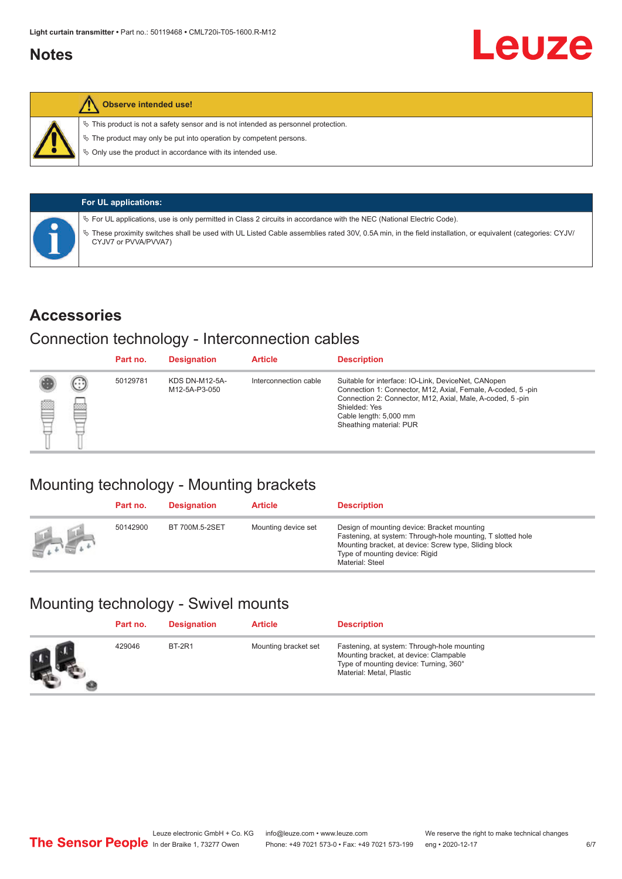## Notes

**Observe intended use!**

- This product is not a safety sensor and is not intended as personnel protection.
- The product may only be put into operation by competent persons.
- Only use the product in accordance with its intended use.

**For UL applications:**

- For UL applications, use is only permitted in Class 2 circuits in accordance with the NEC (National Electric Code).
- These proximity switches shall be used with UL Listed Cable assemblies rated 30V, 0.5A min, in the field installation, or equivalent (categories: CYJV/CYJV7 or PVVA/PVVA7)

## Accessories

### Connection technology - Interconnection cables

| Part no. | Designation | Article | Description |
|---|---|---|---|
| 50129781 | KDS DN-M12-5A-M12-5A-P3-050 | Interconnection cable | Suitable for interface: IO-Link, DeviceNet, CANopen<br>Connection 1: Connector, M12, Axial, Female, A-coded, 5 -pin<br>Connection 2: Connector, M12, Axial, Male, A-coded, 5 -pin<br>Shielded: Yes<br>Cable length: 5,000 mm<br>Sheathing material: PUR |

### Mounting technology - Mounting brackets

| Part no. | Designation | Article | Description |
|---|---|---|---|
| 50142900 | BT 700M.5-2SET | Mounting device set | Design of mounting device: Bracket mounting<br>Fastening, at system: Through-hole mounting, T slotted hole<br>Mounting bracket, at device: Screw type, Sliding block<br>Type of mounting device: Rigid<br>Material: Steel |

### Mounting technology - Swivel mounts

| Part no. | Designation | Article | Description |
|---|---|---|---|
| 429046 | BT-2R1 | Mounting bracket set | Fastening, at system: Through-hole mounting<br>Mounting bracket, at device: Clampable<br>Type of mounting device: Turning, 360°<br>Material: Metal, Plastic |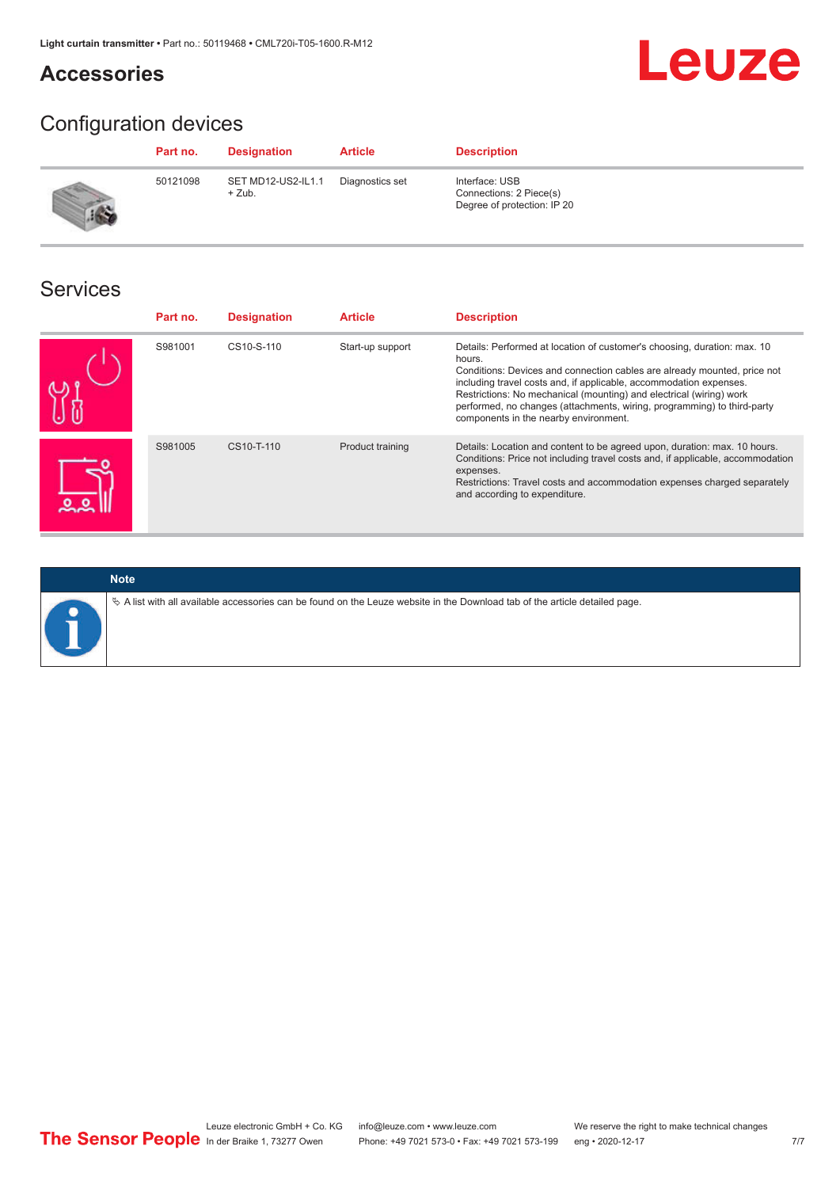# Accessories

## Configuration devices

| Part no. | Designation | Article | Description |
| --- | --- | --- | --- |
| 50121098 | SET MD12-US2-IL1.1 + Zub. | Diagnostics set | Interface: USB<br>Connections: 2 Piece(s)<br>Degree of protection: IP 20 |

## Services

| Part no. | Designation | Article | Description |
| --- | --- | --- | --- |
| S981001 | CS10-S-110 | Start-up support | Details: Performed at location of customer's choosing, duration: max. 10 hours.<br>Conditions: Devices and connection cables are already mounted, price not including travel costs and, if applicable, accommodation expenses.<br>Restrictions: No mechanical (mounting) and electrical (wiring) work performed, no changes (attachments, wiring, programming) to third-party components in the nearby environment. |
| S981005 | CS10-T-110 | Product training | Details: Location and content to be agreed upon, duration: max. 10 hours.<br>Conditions: Price not including travel costs and, if applicable, accommodation expenses.<br>Restrictions: Travel costs and accommodation expenses charged separately and according to expenditure. |

**Note**

✎ A list with all available accessories can be found on the Leuze website in the Download tab of the article detailed page.